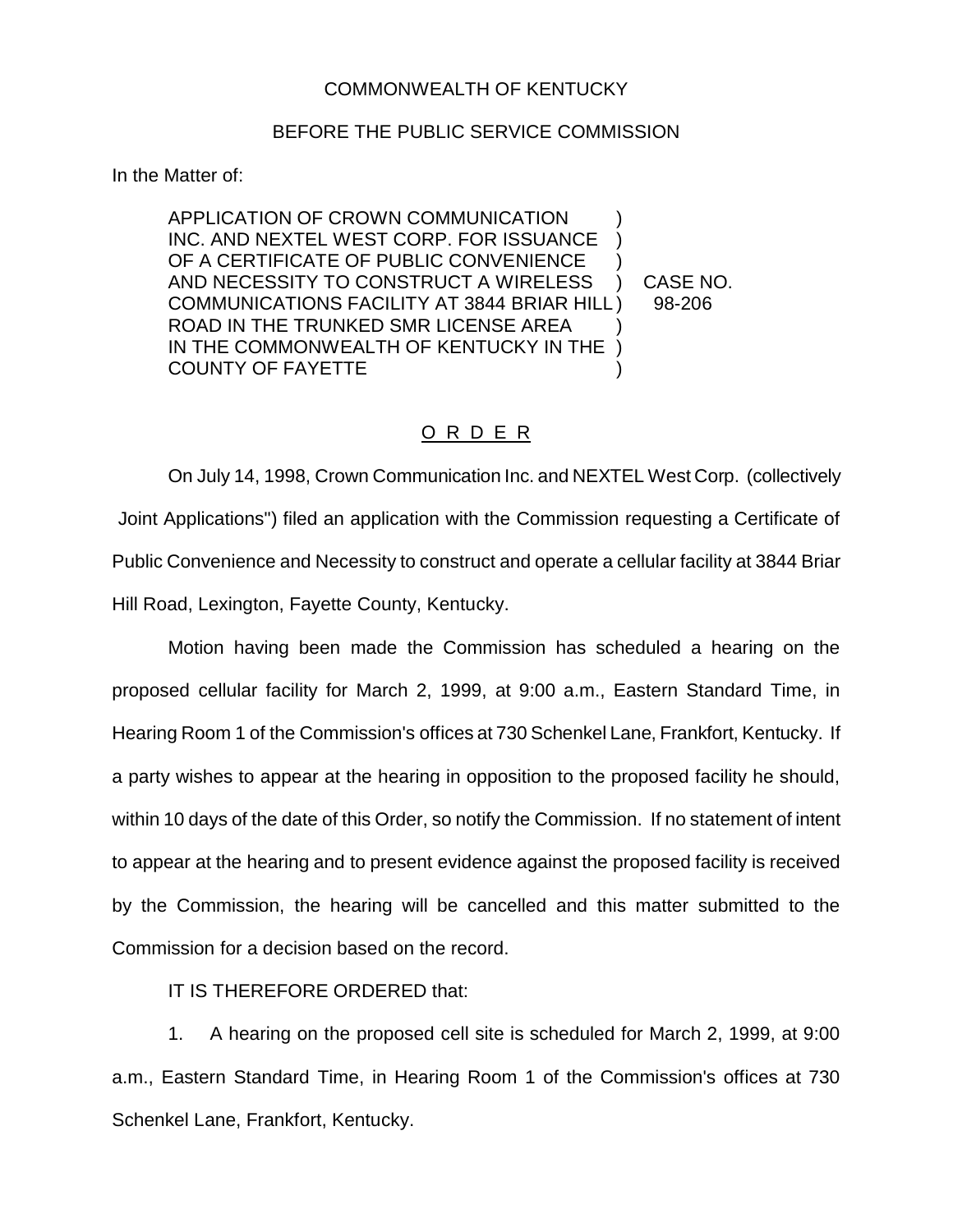COMMONWEALTH OF KENTUCKY

BEFORE THE PUBLIC SERVICE COMMISSION

In the Matter of:

APPLICATION OF CROWN COMMUNICATION INC. AND NEXTEL WEST CORP. FOR ISSUANCE OF A CERTIFICATE OF PUBLIC CONVENIENCE AND NECESSITY TO CONSTRUCT A WIRELESS COMMUNICATIONS FACILITY AT 3844 BRIAR HILL ROAD IN THE TRUNKED SMR LICENSE AREA IN THE COMMONWEALTH OF KENTUCKY IN THE COUNTY OF FAYETTE

CASE NO. 98-206

# O R D E R

On July 14, 1998, Crown Communication Inc. and NEXTEL West Corp. (collectively Joint Applications") filed an application with the Commission requesting a Certificate of Public Convenience and Necessity to construct and operate a cellular facility at 3844 Briar Hill Road, Lexington, Fayette County, Kentucky.

Motion having been made the Commission has scheduled a hearing on the proposed cellular facility for March 2, 1999, at 9:00 a.m., Eastern Standard Time, in Hearing Room 1 of the Commission's offices at 730 Schenkel Lane, Frankfort, Kentucky. If a party wishes to appear at the hearing in opposition to the proposed facility he should, within 10 days of the date of this Order, so notify the Commission. If no statement of intent to appear at the hearing and to present evidence against the proposed facility is received by the Commission, the hearing will be cancelled and this matter submitted to the Commission for a decision based on the record.

IT IS THEREFORE ORDERED that:

1. A hearing on the proposed cell site is scheduled for March 2, 1999, at 9:00 a.m., Eastern Standard Time, in Hearing Room 1 of the Commission's offices at 730 Schenkel Lane, Frankfort, Kentucky.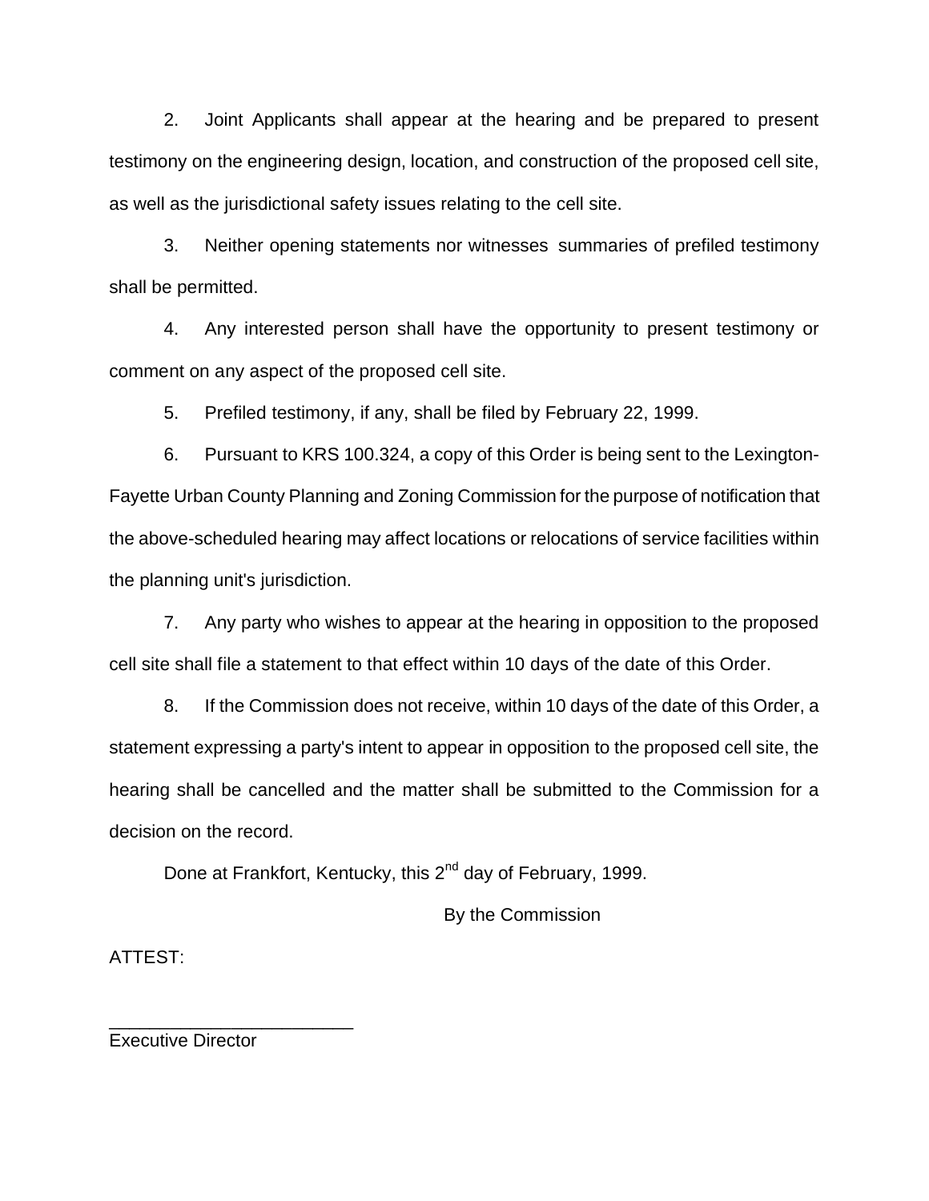2. Joint Applicants shall appear at the hearing and be prepared to present testimony on the engineering design, location, and construction of the proposed cell site, as well as the jurisdictional safety issues relating to the cell site.

3. Neither opening statements nor witnesses summaries of prefiled testimony shall be permitted.

4. Any interested person shall have the opportunity to present testimony or comment on any aspect of the proposed cell site.

5. Prefiled testimony, if any, shall be filed by February 22, 1999.

6. Pursuant to KRS 100.324, a copy of this Order is being sent to the Lexington-Fayette Urban County Planning and Zoning Commission for the purpose of notification that the above-scheduled hearing may affect locations or relocations of service facilities within the planning unit's jurisdiction.

7. Any party who wishes to appear at the hearing in opposition to the proposed cell site shall file a statement to that effect within 10 days of the date of this Order.

8. If the Commission does not receive, within 10 days of the date of this Order, a statement expressing a party's intent to appear in opposition to the proposed cell site, the hearing shall be cancelled and the matter shall be submitted to the Commission for a decision on the record.

Done at Frankfort, Kentucky, this 2nd day of February, 1999.

By the Commission

ATTEST:

________________________
Executive Director